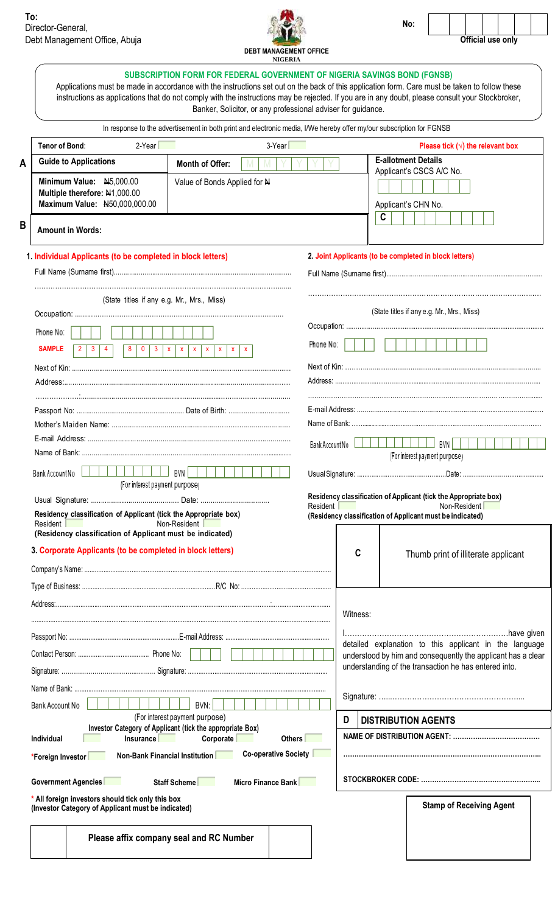**To:**
Director-General,
Debt Management Office, Abuja

**DEBT MANAGEMENT OFFICE**
**NIGERIA**

**No:** | | | | | | | |

**Official use only**

## SUBSCRIPTION FORM FOR FEDERAL GOVERNMENT OF NIGERIA SAVINGS BOND (FGNSB)

Applications must be made in accordance with the instructions set out on the back of this application form. Care must be taken to follow these instructions as applications that do not comply with the instructions may be rejected. If you are in any doubt, please consult your Stockbroker, Banker, Solicitor, or any professional adviser for guidance.

In response to the advertisement in both print and electronic media, I/We hereby offer my/our subscription for FGNSB

| | **Tenor of Bond:** 2-Year ☐ | 3-Year ☐ | **Please tick (√) the relevant box** |
|---|---|---|---|
| **A** | **Guide to Applications** | **Month of Offer:** M M Y Y Y Y | **E-allotment Details** Applicant's CSCS A/C No. |
| | **Minimum Value: ₦5,000.00** **Multiple therefore: ₦1,000.00** **Maximum Value: ₦50,000,000.00** | Value of Bonds Applied for ₦ | Applicant's CHN No. C |
| **B** | **Amount in Words:** | | |

### 1. Individual Applicants (to be completed in block letters)

Full Name (Surname first).................................................................

(State titles if any e.g. Mr., Mrs., Miss)

Occupation: .................................................................

Phone No:

**SAMPLE** 2 3 4 8 0 3 x x x x x x x x

Next of Kin: .................................................................

Address:.................................................................

Passport No: ............................ Date of Birth: ............................

Mother's Maiden Name: .................................................................

E-mail Address: .................................................................

Name of Bank: .................................................................

Bank Account No ☐☐☐☐☐☐☐☐☐☐ BVN ☐☐☐☐☐☐☐☐☐☐☐
(For interest payment purpose)

Usual Signature: ............................ Date: ............................

**Residency classification of Applicant (tick the Appropriate box)**
Resident ☐ Non-Resident ☐
**(Residency classification of Applicant must be indicated)**

### 2. Joint Applicants (to be completed in block letters)

Full Name (Surname first).................................................................

(State titles if any e.g. Mr., Mrs., Miss)

Occupation: .................................................................

Phone No:

Next of Kin: .................................................................

Address: .................................................................

E-mail Address: .................................................................

Name of Bank: .................................................................

Bank Account No ☐☐☐☐☐☐☐☐☐☐ BVN ☐☐☐☐☐☐☐☐☐☐☐
(For interest payment purpose)

Usual Signature: ............................ Date: ............................

**Residency classification of Applicant (tick the Appropriate box)**
Resident ☐ Non-Resident ☐
**(Residency classification of Applicant must be indicated)**

### 3. Corporate Applicants (to be completed in block letters)

Company's Name: .................................................................

Type of Business: ............................ R/C No: ............................

Address:.................................................................

Passport No: ............................ E-mail Address: ............................

Contact Person: ............................ Phone No:

Signature: ............................ Signature: ............................

Name of Bank: .................................................................

Bank Account No ☐☐☐☐☐☐☐☐☐☐ BVN: ☐☐☐☐☐☐☐☐☐☐☐
(For interest payment purpose)

**Investor Category of Applicant (tick the appropriate Box)**

**Individual** ☐ **Insurance** ☐ **Corporate** ☐ **Others** ☐

***Foreign Investor** ☐ **Non-Bank Financial Institution** ☐ **Co-operative Society** ☐

**Government Agencies** ☐ **Staff Scheme** ☐ **Micro Finance Bank** ☐

**\* All foreign investors should tick only this box**
**(Investor Category of Applicant must be indicated)**

| | **Please affix company seal and RC Number** | |
|---|---|---|

| **C** | Thumb print of illiterate applicant |
|---|---|

Witness:

I.................................................................have given detailed explanation to this applicant in the language understood by him and consequently the applicant has a clear understanding of the transaction he has entered into.

Signature: .................................................................

| **D** | **DISTRIBUTION AGENTS** |
|---|---|

**NAME OF DISTRIBUTION AGENT: ............................**

.................................................................

**STOCKBROKER CODE: ............................**

**Stamp of Receiving Agent**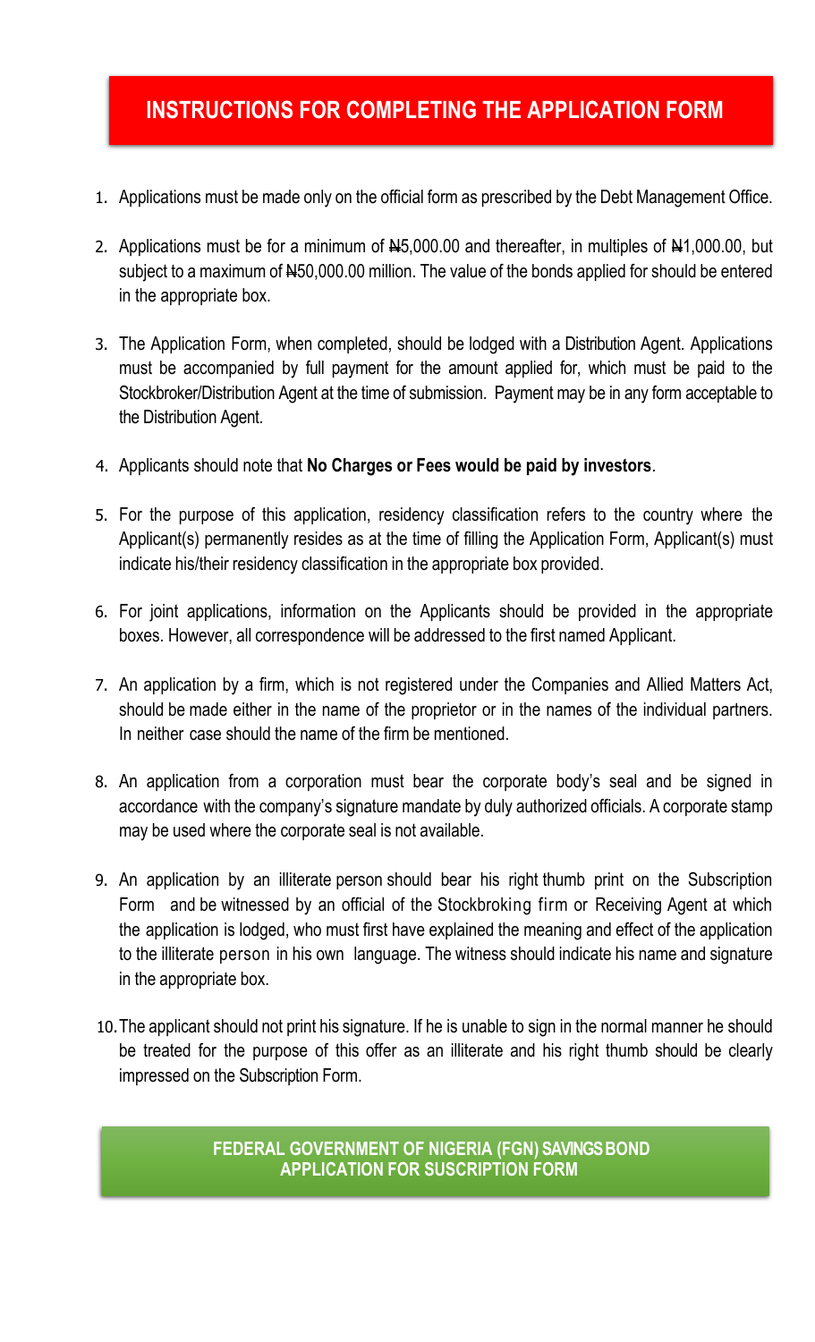# INSTRUCTIONS FOR COMPLETING THE APPLICATION FORM

1. Applications must be made only on the official form as prescribed by the Debt Management Office.
2. Applications must be for a minimum of ₦5,000.00 and thereafter, in multiples of ₦1,000.00, but subject to a maximum of ₦50,000.00 million. The value of the bonds applied for should be entered in the appropriate box.
3. The Application Form, when completed, should be lodged with a Distribution Agent. Applications must be accompanied by full payment for the amount applied for, which must be paid to the Stockbroker/Distribution Agent at the time of submission. Payment may be in any form acceptable to the Distribution Agent.
4. Applicants should note that **No Charges or Fees would be paid by investors**.
5. For the purpose of this application, residency classification refers to the country where the Applicant(s) permanently resides as at the time of filling the Application Form, Applicant(s) must indicate his/their residency classification in the appropriate box provided.
6. For joint applications, information on the Applicants should be provided in the appropriate boxes. However, all correspondence will be addressed to the first named Applicant.
7. An application by a firm, which is not registered under the Companies and Allied Matters Act, should be made either in the name of the proprietor or in the names of the individual partners. In neither case should the name of the firm be mentioned.
8. An application from a corporation must bear the corporate body's seal and be signed in accordance with the company's signature mandate by duly authorized officials. A corporate stamp may be used where the corporate seal is not available.
9. An application by an illiterate person should bear his right thumb print on the Subscription Form and be witnessed by an official of the Stockbroking firm or Receiving Agent at which the application is lodged, who must first have explained the meaning and effect of the application to the illiterate person in his own language. The witness should indicate his name and signature in the appropriate box.
10. The applicant should not print his signature. If he is unable to sign in the normal manner he should be treated for the purpose of this offer as an illiterate and his right thumb should be clearly impressed on the Subscription Form.

**FEDERAL GOVERNMENT OF NIGERIA (FGN) SAVINGS BOND**
**APPLICATION FOR SUSCRIPTION FORM**